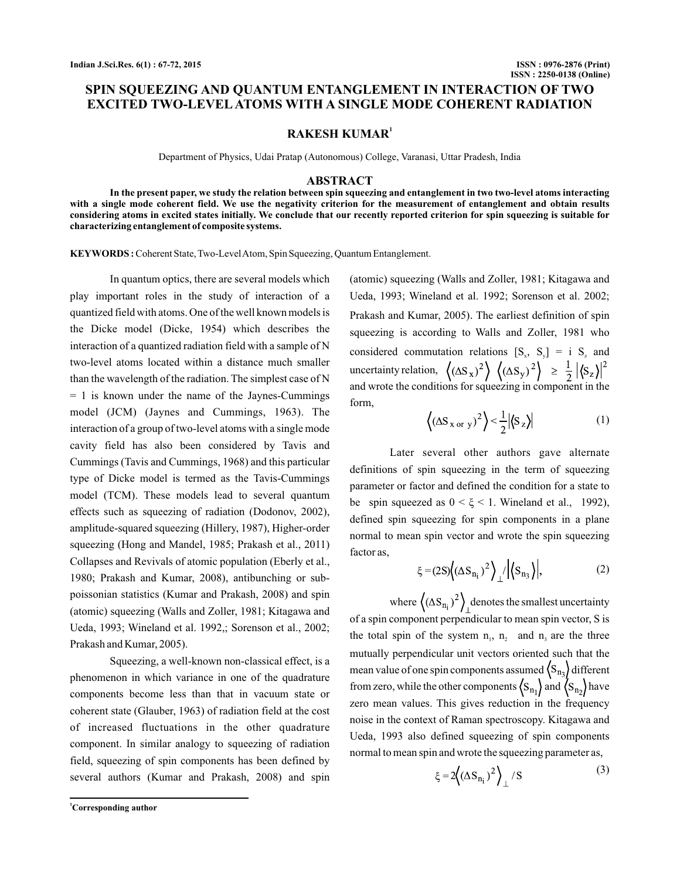# SPIN SQUEEZING AND QUANTUM ENTANGLEMENT IN INTERACTION OF TWO EXCITED TWO-LEVEL ATOMS WITH A SINGLE MODE COHERENT RADIATION

**RAKESH KUMAR**[1]

Department of Physics, Udai Pratap (Autonomous) College, Varanasi, Uttar Pradesh, India

## ABSTRACT

**In the present paper, we study the relation between spin squeezing and entanglement in two two-level atoms interacting with a single mode coherent field. We use the negativity criterion for the measurement of entanglement and obtain results considering atoms in excited states initially. We conclude that our recently reported criterion for spin squeezing is suitable for characterizing entanglement of composite systems.**

**KEYWORDS :** Coherent State, Two-Level Atom, Spin Squeezing, Quantum Entanglement.

In quantum optics, there are several models which play important roles in the study of interaction of a quantized field with atoms. One of the well known models is the Dicke model (Dicke, 1954) which describes the interaction of a quantized radiation field with a sample of N two-level atoms located within a distance much smaller than the wavelength of the radiation. The simplest case of N = 1 is known under the name of the Jaynes-Cummings model (JCM) (Jaynes and Cummings, 1963). The interaction of a group of two-level atoms with a single mode cavity field has also been considered by Tavis and Cummings (Tavis and Cummings, 1968) and this particular type of Dicke model is termed as the Tavis-Cummings model (TCM). These models lead to several quantum effects such as squeezing of radiation (Dodonov, 2002), amplitude-squared squeezing (Hillery, 1987), Higher-order squeezing (Hong and Mandel, 1985; Prakash et al., 2011) Collapses and Revivals of atomic population (Eberly et al., 1980; Prakash and Kumar, 2008), antibunching or sub-poissonian statistics (Kumar and Prakash, 2008) and spin (atomic) squeezing (Walls and Zoller, 1981; Kitagawa and Ueda, 1993; Wineland et al. 1992,; Sorenson et al., 2002; Prakash and Kumar, 2005).

Squeezing, a well-known non-classical effect, is a phenomenon in which variance in one of the quadrature components become less than that in vacuum state or coherent state (Glauber, 1963) of radiation field at the cost of increased fluctuations in the other quadrature component. In similar analogy to squeezing of radiation field, squeezing of spin components has been defined by several authors (Kumar and Prakash, 2008) and spin (atomic) squeezing (Walls and Zoller, 1981; Kitagawa and Ueda, 1993; Wineland et al. 1992; Sorenson et al. 2002; Prakash and Kumar, 2005). The earliest definition of spin squeezing is according to Walls and Zoller, 1981 who considered commutation relations $[S_x, S_y] = i\, S_z$ and uncertainty relation, $\langle(\Delta S_x)^2\rangle \langle(\Delta S_y)^2\rangle \geq \frac{1}{2}|\langle S_z\rangle|^2$ and wrote the conditions for squeezing in component in the form,

$$\langle(\Delta S_{x \text{ or } y})^2\rangle < \frac{1}{2}|\langle S_z\rangle| \tag{1}$$

Later several other authors gave alternate definitions of spin squeezing in the term of squeezing parameter or factor and defined the condition for a state to be spin squeezed as $0 < \xi < 1$. Wineland et al., 1992), defined spin squeezing for spin components in a plane normal to mean spin vector and wrote the spin squeezing factor as,

$$\xi = (2S)\langle(\Delta S_{n_i})^2\rangle_{\perp} / |\langle S_{n_3}\rangle|, \tag{2}$$

where $\langle(\Delta S_{n_i})^2\rangle_{\perp}$ denotes the smallest uncertainty of a spin component perpendicular to mean spin vector, S is the total spin of the system $n_1$, $n_2$ and $n_3$ are the three mutually perpendicular unit vectors oriented such that the mean value of one spin components assumed $\langle S_{n_3}\rangle$ different from zero, while the other components $\langle S_{n_1}\rangle$ and $\langle S_{n_2}\rangle$ have zero mean values. This gives reduction in the frequency noise in the context of Raman spectroscopy. Kitagawa and Ueda, 1993 also defined squeezing of spin components normal to mean spin and wrote the squeezing parameter as,

$$\xi = 2\langle(\Delta S_{n_i})^2\rangle_{\perp} / S \tag{3}$$

[1] Corresponding author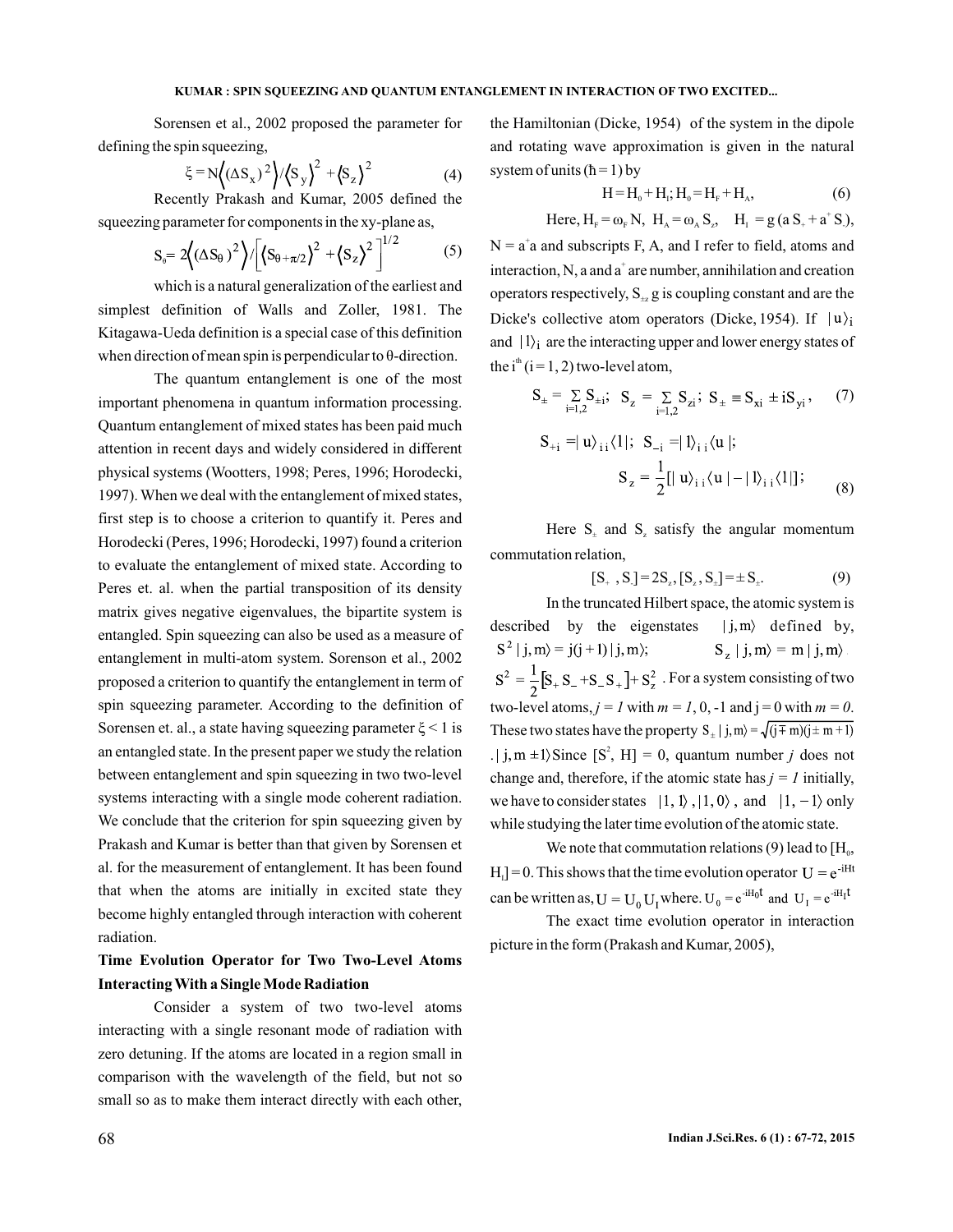Sorensen et al., 2002 proposed the parameter for defining the spin squeezing,

$$\xi = N\left\langle (\Delta S_x)^2 \right\rangle / \left\langle S_y \right\rangle^2 + \left\langle S_z \right\rangle^2 \tag{4}$$

Recently Prakash and Kumar, 2005 defined the squeezing parameter for components in the xy-plane as,

$$S_\theta = 2\left\langle (\Delta S_\theta)^2 \right\rangle / \left[ \left\langle S_{\theta+\pi/2} \right\rangle^2 + \left\langle S_z \right\rangle^2 \right]^{1/2} \tag{5}$$

which is a natural generalization of the earliest and simplest definition of Walls and Zoller, 1981. The Kitagawa-Ueda definition is a special case of this definition when direction of mean spin is perpendicular to $\theta$-direction.

The quantum entanglement is one of the most important phenomena in quantum information processing. Quantum entanglement of mixed states has been paid much attention in recent days and widely considered in different physical systems (Wootters, 1998; Peres, 1996; Horodecki, 1997). When we deal with the entanglement of mixed states, first step is to choose a criterion to quantify it. Peres and Horodecki (Peres, 1996; Horodecki, 1997) found a criterion to evaluate the entanglement of mixed state. According to Peres et. al. when the partial transposition of its density matrix gives negative eigenvalues, the bipartite system is entangled. Spin squeezing can also be used as a measure of entanglement in multi-atom system. Sorenson et al., 2002 proposed a criterion to quantify the entanglement in term of spin squeezing parameter. According to the definition of Sorensen et. al., a state having squeezing parameter $\xi < 1$ is an entangled state. In the present paper we study the relation between entanglement and spin squeezing in two two-level systems interacting with a single mode coherent radiation. We conclude that the criterion for spin squeezing given by Prakash and Kumar is better than that given by Sorensen et al. for the measurement of entanglement. It has been found that when the atoms are initially in excited state they become highly entangled through interaction with coherent radiation.

## Time Evolution Operator for Two Two-Level Atoms Interacting With a Single Mode Radiation

Consider a system of two two-level atoms interacting with a single resonant mode of radiation with zero detuning. If the atoms are located in a region small in comparison with the wavelength of the field, but not so small as to make them interact directly with each other, the Hamiltonian (Dicke, 1954) of the system in the dipole and rotating wave approximation is given in the natural system of units ($\hbar = 1$) by

$$H = H_0 + H_I;\ H_0 = H_F + H_A, \tag{6}$$

Here, $H_F = \omega_F N$, $H_A = \omega_A S_z$, $H_I = g(a S_+ + a^+ S_-)$, $N = a^+a$ and subscripts F, A, and I refer to field, atoms and interaction, N, a and $a^+$ are number, annihilation and creation operators respectively, $S_{\pm z}$ g is coupling constant and are the Dicke's collective atom operators (Dicke, 1954). If $|u\rangle_i$ and $|l\rangle_i$ are the interacting upper and lower energy states of the $i^{th}$ ($i = 1, 2$) two-level atom,

$$S_\pm = \sum_{i=1,2} S_{\pm i};\quad S_z = \sum_{i=1,2} S_{zi};\quad S_\pm \equiv S_{xi} \pm iS_{yi}, \tag{7}$$

$$S_{+i} = |u\rangle_{i\,i}\langle l|;\quad S_{-i} = |l\rangle_{i\,i}\langle u|;$$

$$S_z = \frac{1}{2}[|u\rangle_{i\,i}\langle u| - |l\rangle_{i\,i}\langle l|]; \tag{8}$$

Here $S_\pm$ and $S_z$ satisfy the angular momentum commutation relation,

$$[S_+, S_-] = 2S_z,\ [S_z, S_\pm] = \pm S_\pm. \tag{9}$$

In the truncated Hilbert space, the atomic system is described by the eigenstates $|j,m\rangle$ defined by, $S^2|j,m\rangle = j(j+1)|j,m\rangle$; $S_z|j,m\rangle = m|j,m\rangle$ $S^2 = \frac{1}{2}[S_+S_- + S_-S_+] + S_z^2$. For a system consisting of two two-level atoms, $j = 1$ with $m = 1, 0, -1$ and $j = 0$ with $m = 0$. These two states have the property $S_\pm|j,m\rangle = \sqrt{(j \mp m)(j \pm m + 1)}\ .|j, m \pm 1\rangle$ Since $[S^2, H] = 0$, quantum number $j$ does not change and, therefore, if the atomic state has $j = 1$ initially, we have to consider states $|1,1\rangle$, $|1,0\rangle$, and $|1,-1\rangle$ only while studying the later time evolution of the atomic state.

We note that commutation relations (9) lead to $[H_0, H_I] = 0$. This shows that the time evolution operator $U = e^{-iHt}$ can be written as, $U = U_0 U_I$ where. $U_0 = e^{-iH_0 t}$ and $U_I = e^{-iH_I t}$

The exact time evolution operator in interaction picture in the form (Prakash and Kumar, 2005),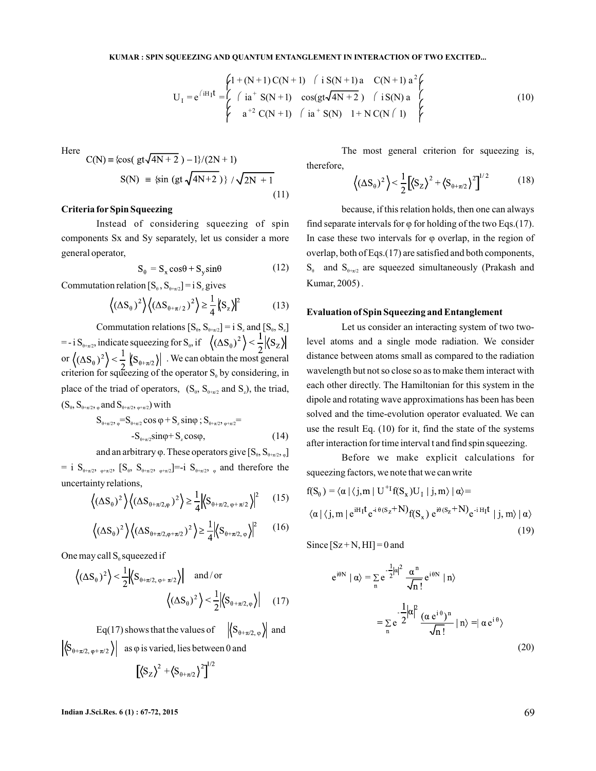$$U_I = e^{-iH_I t} = \begin{pmatrix} 1+(N+1)\,C(N+1) & -i\,S(N+1)\,a & C(N+1)\,a^2 \\ -i a^+\,S(N+1) & \cos(gt\sqrt{4N+2}) & -i\,S(N)\,a \\ a^{+2}\,C(N+1) & -i a^+\,S(N) & 1+N\,C(N-1) \end{pmatrix} \tag{10}$$

Here

$$C(N) \equiv \{\cos(gt\sqrt{4N+2}) - 1\}/(2N+1)$$

$$S(N) \equiv \{\sin(gt\sqrt{4N+2})\}/\sqrt{2N+1} \tag{11}$$

### Criteria for Spin Squeezing

Instead of considering squeezing of spin components Sx and Sy separately, let us consider a more general operator,

$$S_\theta = S_x\cos\theta + S_y\sin\theta \tag{12}$$

Commutation relation $[S_\theta, S_{\theta+\pi/2}] = i\,S_z$ gives

$$\langle(\Delta S_\theta)^2\rangle\langle(\Delta S_{\theta+\pi/2})^2\rangle \geq \frac{1}{4}|\langle S_z\rangle|^2 \tag{13}$$

Commutation relations $[S_\theta, S_{\theta+\pi/2}] = i\,S_z$ and $[S_\theta, S_z] = -i\,S_{\theta+\pi/2}$, indicate squeezing for $S_\theta$, if $\langle(\Delta S_\theta)^2\rangle < \frac{1}{2}|\langle S_Z\rangle|$ or $\langle(\Delta S_\theta)^2\rangle < \frac{1}{2}|\langle S_{\theta+\pi/2}\rangle|$. We can obtain the most general criterion for squeezing of the operator $S_\theta$ by considering, in place of the triad of operators, ($S_\theta$, $S_{\theta+\pi/2}$ and $S_z$), the triad, ($S_\theta$, $S_{\theta+\pi/2,\varphi}$ and $S_{\theta+\pi/2,\varphi+\pi/2}$) with

$$S_{\theta+\pi/2,\varphi} = S_{\theta+\pi/2}\cos\varphi + S_z\sin\varphi\,;\ S_{\theta+\pi/2,\varphi+\pi/2} = -S_{\theta+\pi/2}\sin\varphi + S_z\cos\varphi, \tag{14}$$

and an arbitrary $\varphi$. These operators give $[S_\theta, S_{\theta+\pi/2,\varphi}] = i\,S_{\theta+\pi/2,\varphi+\pi/2}$, $[S_\theta, S_{\theta+\pi/2,\varphi+\pi/2}] = -i\,S_{\theta+\pi/2,\varphi}$ and therefore the uncertainty relations,

$$\langle(\Delta S_\theta)^2\rangle\langle(\Delta S_{\theta+\pi/2,\varphi})^2\rangle \geq \frac{1}{4}|\langle S_{\theta+\pi/2,\varphi+\pi/2}\rangle|^2 \tag{15}$$

$$\langle(\Delta S_\theta)^2\rangle\langle(\Delta S_{\theta+\pi/2,\varphi+\pi/2})^2\rangle \geq \frac{1}{4}|\langle S_{\theta+\pi/2,\varphi}\rangle|^2 \tag{16}$$

One may call $S_\theta$ squeezed if

$$\langle(\Delta S_\theta)^2\rangle < \frac{1}{2}|\langle S_{\theta+\pi/2,\varphi+\pi/2}\rangle| \quad \text{and / or} \quad \langle(\Delta S_\theta)^2\rangle < \frac{1}{2}|\langle S_{\theta+\pi/2,\varphi}\rangle| \tag{17}$$

Eq(17) shows that the values of $|\langle S_{\theta+\pi/2,\varphi}\rangle|$ and $|\langle S_{\theta+\pi/2,\varphi+\pi/2}\rangle|$ as $\varphi$ is varied, lies between 0 and

$$\left[\langle S_Z\rangle^2 + \langle S_{\theta+\pi/2}\rangle^2\right]^{1/2}$$

The most general criterion for squeezing is, therefore,

$$\langle(\Delta S_\theta)^2\rangle < \frac{1}{2}\left[\langle S_Z\rangle^2 + \langle S_{\theta+\pi/2}\rangle^2\right]^{1/2} \tag{18}$$

because, if this relation holds, then one can always find separate intervals for $\varphi$ for holding of the two Eqs.(17). In case these two intervals for $\varphi$ overlap, in the region of overlap, both of Eqs.(17) are satisfied and both components, $S_\theta$ and $S_{\theta+\pi/2}$ are squeezed simultaneously (Prakash and Kumar, 2005).

### Evaluation of Spin Squeezing and Entanglement

Let us consider an interacting system of two two-level atoms and a single mode radiation. We consider distance between atoms small as compared to the radiation wavelength but not so close so as to make them interact with each other directly. The Hamiltonian for this system in the dipole and rotating wave approximations has been has been solved and the time-evolution operator evaluated. We can use the result Eq. (10) for it, find the state of the systems after interaction for time interval t and find spin squeezing.

Before we make explicit calculations for squeezing factors, we note that we can write

$$f(S_\theta) = \langle\alpha|\langle j,m|\,U^{+}_I f(S_x) U_I\,|j,m\rangle|\alpha\rangle = \langle\alpha|\langle j,m|\,e^{iH_I t} e^{-i\theta(S_z+N)} f(S_x)\, e^{i\theta(S_z+N)} e^{-iH_I t}\,|j,m\rangle|\alpha\rangle \tag{19}$$

Since $[S_z + N, H_I] = 0$ and

$$e^{i\theta N}|\alpha\rangle = \sum_n e^{-\frac{1}{2}|\alpha|^2}\frac{\alpha^n}{\sqrt{n!}}e^{i\theta N}|n\rangle = \sum_n e^{-\frac{1}{2}|\alpha|^2}\frac{(\alpha e^{i\theta})^n}{\sqrt{n!}}|n\rangle = |\alpha e^{i\theta}\rangle \tag{20}$$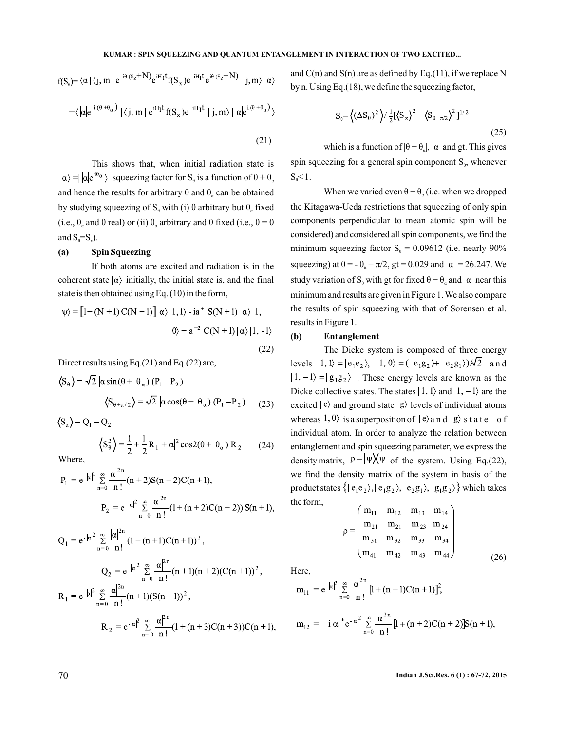$$f(S_\theta) = \langle\alpha|\langle j,m|\, e^{-i\theta(S_z+N)} e^{iH_1 t} f(S_x) e^{-iH_1 t} e^{i\theta(S_z+N)}\, |j,m\rangle|\alpha\rangle$$

$$= \langle |\alpha| e^{-i(\theta+\theta_\alpha)} |\langle j,m|\, e^{iH_1 t} f(S_x) e^{-iH_1 t}\, |j,m\rangle|\, |\alpha| e^{i(\theta+\theta_\alpha)} \rangle \tag{21}$$

This shows that, when initial radiation state is $|\alpha\rangle = ||\alpha| e^{i\theta_\alpha}\rangle$ squeezing factor for $S_\theta$ is a function of $\theta + \theta_\alpha$ and hence the results for arbitrary $\theta$ and $\theta_\alpha$ can be obtained by studying squeezing of $S_\theta$ with (i) $\theta$ arbitrary but $\theta_\alpha$ fixed (i.e., $\theta_\alpha$ and $\theta$ real) or (ii) $\theta_\alpha$ arbitrary and $\theta$ fixed (i.e., $\theta = 0$ and $S_\theta = S_x$).

**(a) Spin Squeezing**

If both atoms are excited and radiation is in the coherent state $|\alpha\rangle$ initially, the initial state is, and the final state is then obtained using Eq. (10) in the form,

$$|\psi\rangle = [1 + (N+1)\,C(N+1)]|\alpha\rangle|1,1\rangle - ia^{+}\, S(N+1)|\alpha\rangle|1, 0\rangle + a^{+2}\, C(N+1)|\alpha\rangle|1,-1\rangle \tag{22}$$

Direct results using Eq.(21) and Eq.(22) are,

$$\langle S_\theta \rangle = \sqrt{2}\, |\alpha| \sin(\theta + \theta_\alpha)\,(P_1 - P_2)$$

$$\langle S_{\theta+\pi/2} \rangle = \sqrt{2}\, |\alpha| \cos(\theta + \theta_\alpha)\,(P_1 - P_2) \tag{23}$$

$$\langle S_z \rangle = Q_1 - Q_2$$

$$\langle S_\theta^2 \rangle = \frac{1}{2} + \frac{1}{2} R_1 + |\alpha|^2 \cos 2(\theta + \theta_\alpha)\, R_2 \tag{24}$$

Where,

$$P_1 = e^{-|\alpha|^2} \sum_{n=0}^{\infty} \frac{|\alpha|^{2n}}{n!} (n+2) S(n+2) C(n+1),$$

$$P_2 = e^{-|\alpha|^2} \sum_{n=0}^{\infty} \frac{|\alpha|^{2n}}{n!} (1 + (n+2)C(n+2))\, S(n+1),$$

$$Q_1 = e^{-|\alpha|^2} \sum_{n=0}^{\infty} \frac{|\alpha|^{2n}}{n!} (1 + (n+1)C(n+1))^2,$$

$$Q_2 = e^{-|\alpha|^2} \sum_{n=0}^{\infty} \frac{|\alpha|^{2n}}{n!} (n+1)(n+2)(C(n+1))^2,$$

$$R_1 = e^{-|\alpha|^2} \sum_{n=0}^{\infty} \frac{|\alpha|^{2n}}{n!} (n+1)(S(n+1))^2,$$

$$R_2 = e^{-|\alpha|^2} \sum_{n=0}^{\infty} \frac{|\alpha|^{2n}}{n!} (1 + (n+3)C(n+3))\, C(n+1),$$

and C(n) and S(n) are as defined by Eq.(11), if we replace N by n. Using Eq.(18), we define the squeezing factor,

$$S_\theta = \langle (\Delta S_\theta)^2 \rangle / \tfrac{1}{2}[\langle S_z \rangle^2 + \langle S_{\theta+\pi/2} \rangle^2]^{1/2} \tag{25}$$

which is a function of $|\theta + \theta_\alpha|$, $\alpha$ and gt. This gives spin squeezing for a general spin component $S_\theta$, whenever $S_\theta < 1$.

When we varied even $\theta + \theta_\alpha$ (i.e. when we dropped the Kitagawa-Ueda restrictions that squeezing of only spin components perpendicular to mean atomic spin will be considered) and considered all spin components, we find the minimum squeezing factor $S_\theta = 0.09612$ (i.e. nearly 90% squeezing) at $\theta = -\theta_\alpha + \pi/2$, gt = 0.029 and $\alpha = 26.247$. We study variation of $S_\theta$ with gt for fixed $\theta + \theta_\alpha$ and $\alpha$ near this minimum and results are given in Figure 1. We also compare the results of spin squeezing with that of Sorensen et al. results in Figure 1.

**(b) Entanglement**

The Dicke system is composed of three energy levels $|1,1\rangle = |e_1 e_2\rangle$, $|1,0\rangle = (|e_1 g_2\rangle + |e_2 g_1\rangle)/\sqrt{2}$ and $|1,-1\rangle = |g_1 g_2\rangle$. These energy levels are known as the Dicke collective states. The states $|1,1\rangle$ and $|1,-1\rangle$ are the excited $|e\rangle$ and ground state $|g\rangle$ levels of individual atoms whereas $|1,0\rangle$ is a superposition of $|e\rangle$ and $|g\rangle$ state of individual atom. In order to analyze the relation between entanglement and spin squeezing parameter, we express the density matrix, $\rho = |\psi\rangle\langle\psi|$ of the system. Using Eq.(22), we find the density matrix of the system in basis of the product states $\{|e_1 e_2\rangle, |e_1 g_2\rangle, |e_2 g_1\rangle, |g_1 g_2\rangle\}$ which takes the form,

$$\rho = \begin{pmatrix} m_{11} & m_{12} & m_{13} & m_{14} \\ m_{21} & m_{21} & m_{23} & m_{24} \\ m_{31} & m_{32} & m_{33} & m_{34} \\ m_{41} & m_{42} & m_{43} & m_{44} \end{pmatrix} \tag{26}$$

Here,

$$m_{11} = e^{-|\alpha|^2} \sum_{n=0}^{\infty} \frac{|\alpha|^{2n}}{n!} [1 + (n+1)C(n+1)]^2,$$

$$m_{12} = -i\alpha^{*} e^{-|\alpha|^2} \sum_{n=0}^{\infty} \frac{|\alpha|^{2n}}{n!} [1 + (n+2)C(n+2)] S(n+1),$$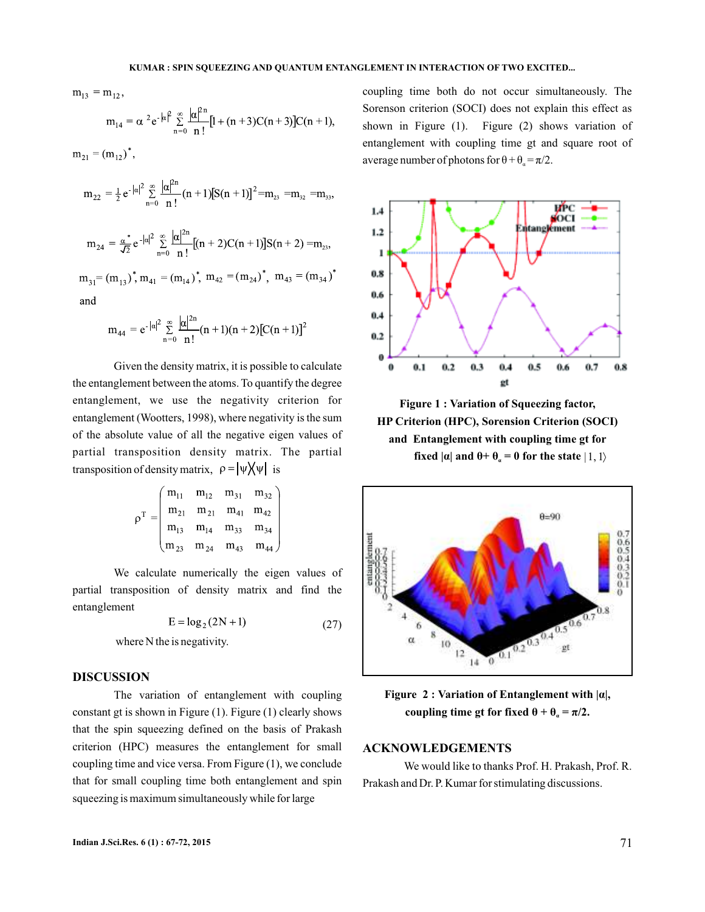$m_{13} = m_{12}$,

$$m_{14} = \alpha^{2} e^{-|\alpha|^2} \sum_{n=0}^{\infty} \frac{|\alpha|^{2n}}{n!}[1+(n+3)C(n+3)]C(n+1),$$

$m_{21} = (m_{12})^*$,

$$m_{22} = \frac{1}{2} e^{-|\alpha|^2} \sum_{n=0}^{\infty} \frac{|\alpha|^{2n}}{n!}(n+1)[S(n+1)]^2 = m_{23} = m_{32} = m_{33},$$

$$m_{24} = \frac{\alpha^*}{\sqrt{2}} e^{-|\alpha|^2} \sum_{n=0}^{\infty} \frac{|\alpha|^{2n}}{n!}[(n+2)C(n+1)]S(n+2) = m_{23},$$

$m_{31} = (m_{13})^*$, $m_{41} = (m_{14})^*$, $m_{42} = (m_{24})^*$, $m_{43} = (m_{34})^*$

and

$$m_{44} = e^{-|\alpha|^2} \sum_{n=0}^{\infty} \frac{|\alpha|^{2n}}{n!}(n+1)(n+2)[C(n+1)]^2$$

Given the density matrix, it is possible to calculate the entanglement between the atoms. To quantify the degree entanglement, we use the negativity criterion for entanglement (Wootters, 1998), where negativity is the sum of the absolute value of all the negative eigen values of partial transposition density matrix. The partial transposition of density matrix, $\rho = |\psi\rangle\langle\psi|$ is

$$\rho^T = \begin{pmatrix} m_{11} & m_{12} & m_{31} & m_{32} \\ m_{21} & m_{21} & m_{41} & m_{42} \\ m_{13} & m_{14} & m_{33} & m_{34} \\ m_{23} & m_{24} & m_{43} & m_{44} \end{pmatrix}$$

We calculate numerically the eigen values of partial transposition of density matrix and find the entanglement

$$E = \log_2(2N+1) \qquad (27)$$

where N the is negativity.

## DISCUSSION

The variation of entanglement with coupling constant gt is shown in Figure (1). Figure (1) clearly shows that the spin squeezing defined on the basis of Prakash criterion (HPC) measures the entanglement for small coupling time and vice versa. From Figure (1), we conclude that for small coupling time both entanglement and spin squeezing is maximum simultaneously while for large coupling time both do not occur simultaneously. The Sorenson criterion (SOCI) does not explain this effect as shown in Figure (1). Figure (2) shows variation of entanglement with coupling time gt and square root of average number of photons for $\theta + \theta_\alpha = \pi/2$.

**Figure 1 : Variation of Squeezing factor, HP Criterion (HPC), Sorension Criterion (SOCI) and Entanglement with coupling time gt for fixed |α| and $\theta + \theta_\alpha = 0$ for the state $|1, 1\rangle$**

**Figure 2 : Variation of Entanglement with |α|, coupling time gt for fixed $\theta + \theta_\alpha = \pi/2$.**

## ACKNOWLEDGEMENTS

We would like to thanks Prof. H. Prakash, Prof. R. Prakash and Dr. P. Kumar for stimulating discussions.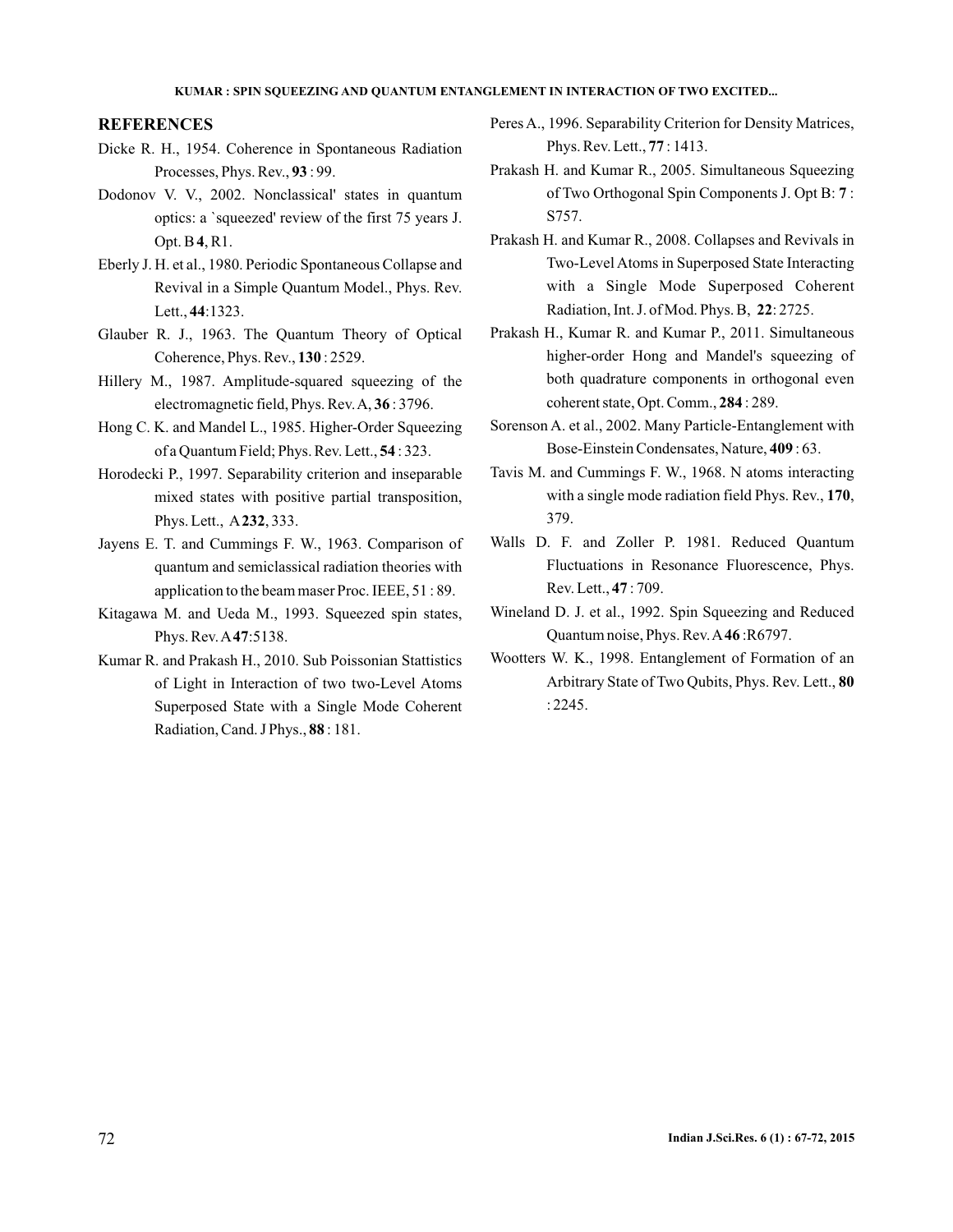## REFERENCES

Dicke R. H., 1954. Coherence in Spontaneous Radiation Processes, Phys. Rev., **93** : 99.

Dodonov V. V., 2002. Nonclassical' states in quantum optics: a `squeezed' review of the first 75 years J. Opt. B **4**, R1.

Eberly J. H. et al., 1980. Periodic Spontaneous Collapse and Revival in a Simple Quantum Model., Phys. Rev. Lett., **44**:1323.

Glauber R. J., 1963. The Quantum Theory of Optical Coherence, Phys. Rev., **130** : 2529.

Hillery M., 1987. Amplitude-squared squeezing of the electromagnetic field, Phys. Rev. A, **36** : 3796.

Hong C. K. and Mandel L., 1985. Higher-Order Squeezing of a Quantum Field; Phys. Rev. Lett., **54** : 323.

Horodecki P., 1997. Separability criterion and inseparable mixed states with positive partial transposition, Phys. Lett., A **232**, 333.

Jayens E. T. and Cummings F. W., 1963. Comparison of quantum and semiclassical radiation theories with application to the beam maser Proc. IEEE, 51 : 89.

Kitagawa M. and Ueda M., 1993. Squeezed spin states, Phys. Rev. A **47**:5138.

Kumar R. and Prakash H., 2010. Sub Poissonian Stattistics of Light in Interaction of two two-Level Atoms Superposed State with a Single Mode Coherent Radiation, Cand. J Phys., **88** : 181.

Peres A., 1996. Separability Criterion for Density Matrices, Phys. Rev. Lett., **77** : 1413.

Prakash H. and Kumar R., 2005. Simultaneous Squeezing of Two Orthogonal Spin Components J. Opt B: **7** : S757.

Prakash H. and Kumar R., 2008. Collapses and Revivals in Two-Level Atoms in Superposed State Interacting with a Single Mode Superposed Coherent Radiation, Int. J. of Mod. Phys. B, **22**: 2725.

Prakash H., Kumar R. and Kumar P., 2011. Simultaneous higher-order Hong and Mandel's squeezing of both quadrature components in orthogonal even coherent state, Opt. Comm., **284** : 289.

Sorenson A. et al., 2002. Many Particle-Entanglement with Bose-Einstein Condensates, Nature, **409** : 63.

Tavis M. and Cummings F. W., 1968. N atoms interacting with a single mode radiation field Phys. Rev., **170**, 379.

Walls D. F. and Zoller P. 1981. Reduced Quantum Fluctuations in Resonance Fluorescence, Phys. Rev. Lett., **47** : 709.

Wineland D. J. et al., 1992. Spin Squeezing and Reduced Quantum noise, Phys. Rev. A **46** :R6797.

Wootters W. K., 1998. Entanglement of Formation of an Arbitrary State of Two Qubits, Phys. Rev. Lett., **80** : 2245.